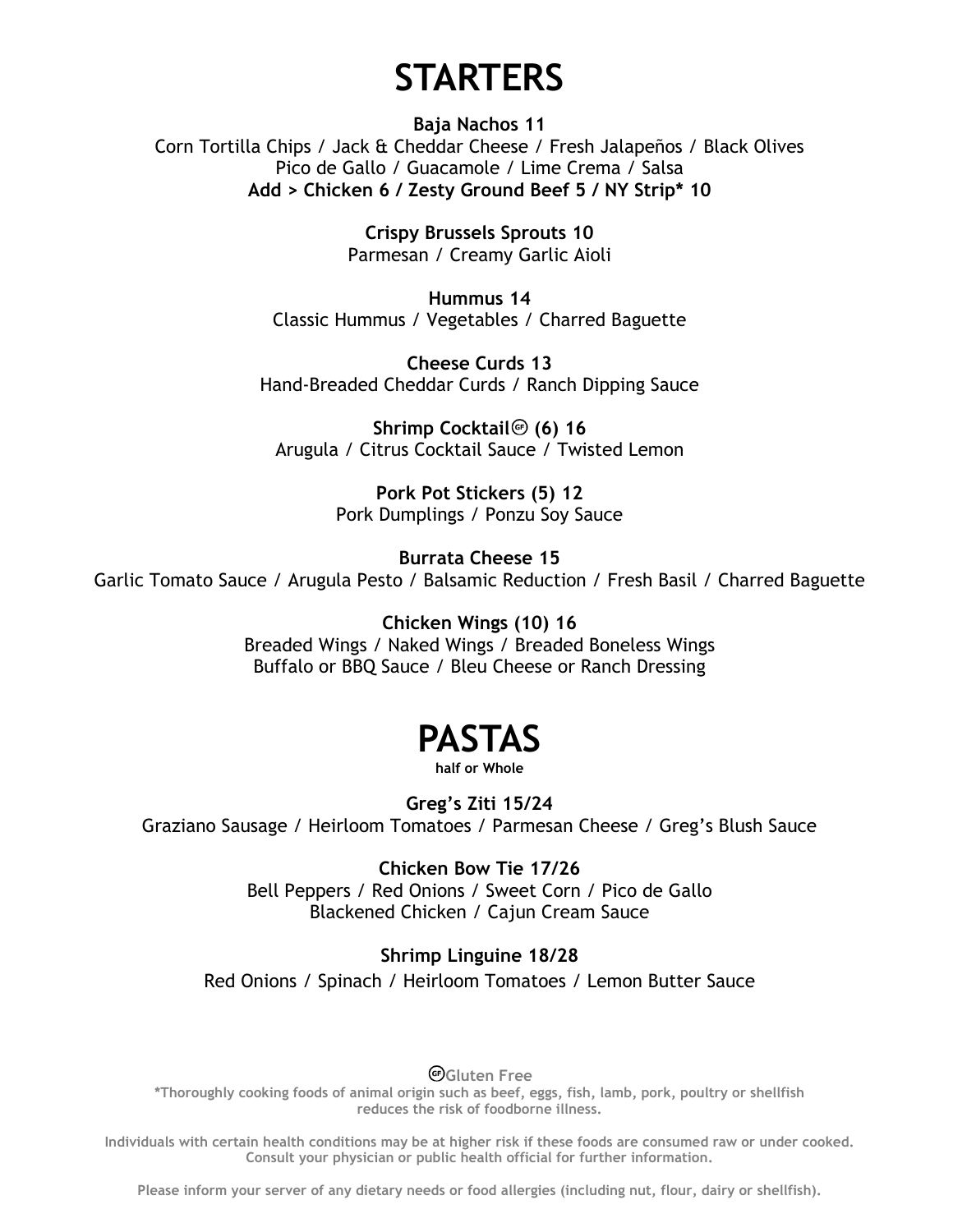# STARTERS

**Baja Nachos 11**
Corn Tortilla Chips / Jack & Cheddar Cheese / Fresh Jalapeños / Black Olives
Pico de Gallo / Guacamole / Lime Crema / Salsa
**Add > Chicken 6 / Zesty Ground Beef 5 / NY Strip* 10**

**Crispy Brussels Sprouts 10**
Parmesan / Creamy Garlic Aioli

**Hummus 14**
Classic Hummus / Vegetables / Charred Baguette

**Cheese Curds 13**
Hand-Breaded Cheddar Curds / Ranch Dipping Sauce

**Shrimp Cocktail (GF) (6) 16**
Arugula / Citrus Cocktail Sauce / Twisted Lemon

**Pork Pot Stickers (5) 12**
Pork Dumplings / Ponzu Soy Sauce

**Burrata Cheese 15**
Garlic Tomato Sauce / Arugula Pesto / Balsamic Reduction / Fresh Basil / Charred Baguette

**Chicken Wings (10) 16**
Breaded Wings / Naked Wings / Breaded Boneless Wings
Buffalo or BBQ Sauce / Bleu Cheese or Ranch Dressing

# PASTAS

**half or Whole**

**Greg's Ziti 15/24**
Graziano Sausage / Heirloom Tomatoes / Parmesan Cheese / Greg's Blush Sauce

**Chicken Bow Tie 17/26**
Bell Peppers / Red Onions / Sweet Corn / Pico de Gallo
Blackened Chicken / Cajun Cream Sauce

**Shrimp Linguine 18/28**
Red Onions / Spinach / Heirloom Tomatoes / Lemon Butter Sauce

(GF) Gluten Free

*Thoroughly cooking foods of animal origin such as beef, eggs, fish, lamb, pork, poultry or shellfish reduces the risk of foodborne illness.

Individuals with certain health conditions may be at higher risk if these foods are consumed raw or under cooked. Consult your physician or public health official for further information.

Please inform your server of any dietary needs or food allergies (including nut, flour, dairy or shellfish).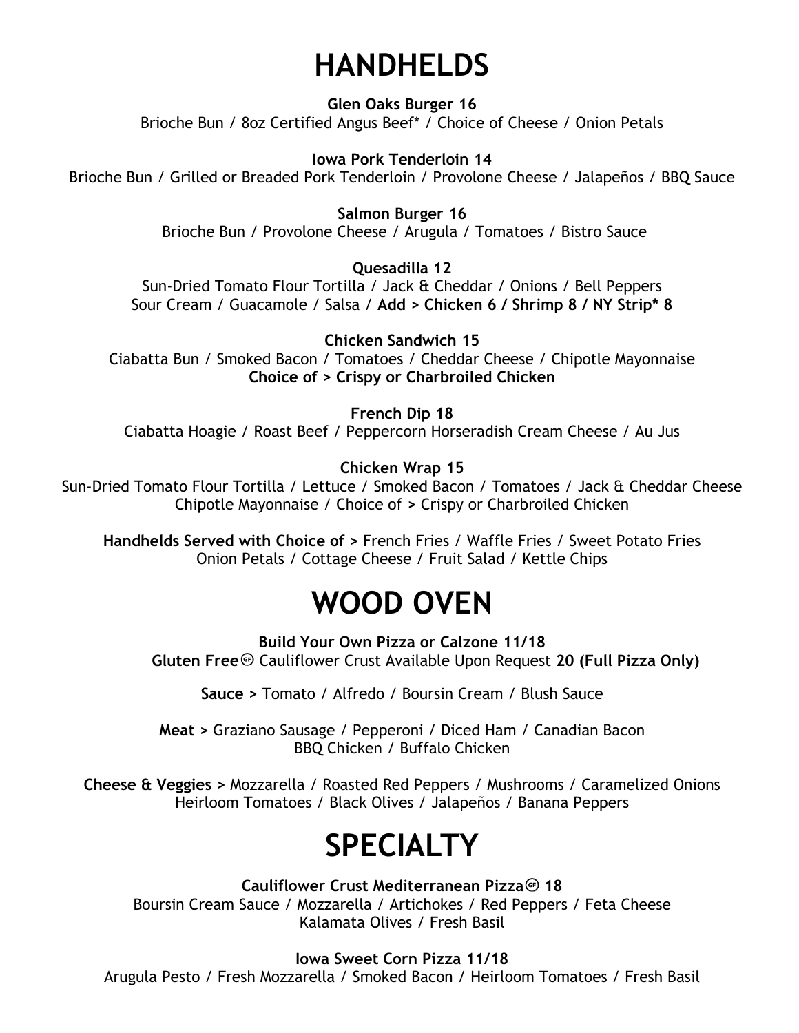# HANDHELDS

**Glen Oaks Burger 16**
Brioche Bun / 8oz Certified Angus Beef* / Choice of Cheese / Onion Petals

**Iowa Pork Tenderloin 14**
Brioche Bun / Grilled or Breaded Pork Tenderloin / Provolone Cheese / Jalapeños / BBQ Sauce

**Salmon Burger 16**
Brioche Bun / Provolone Cheese / Arugula / Tomatoes / Bistro Sauce

**Quesadilla 12**
Sun-Dried Tomato Flour Tortilla / Jack & Cheddar / Onions / Bell Peppers
Sour Cream / Guacamole / Salsa / **Add > Chicken 6 / Shrimp 8 / NY Strip* 8**

**Chicken Sandwich 15**
Ciabatta Bun / Smoked Bacon / Tomatoes / Cheddar Cheese / Chipotle Mayonnaise
**Choice of > Crispy or Charbroiled Chicken**

**French Dip 18**
Ciabatta Hoagie / Roast Beef / Peppercorn Horseradish Cream Cheese / Au Jus

**Chicken Wrap 15**
Sun-Dried Tomato Flour Tortilla / Lettuce / Smoked Bacon / Tomatoes / Jack & Cheddar Cheese
Chipotle Mayonnaise / Choice of > Crispy or Charbroiled Chicken

**Handhelds Served with Choice of >** French Fries / Waffle Fries / Sweet Potato Fries
Onion Petals / Cottage Cheese / Fruit Salad / Kettle Chips

# WOOD OVEN

**Build Your Own Pizza or Calzone 11/18**
**Gluten Free** (GF) Cauliflower Crust Available Upon Request **20 (Full Pizza Only)**

**Sauce >** Tomato / Alfredo / Boursin Cream / Blush Sauce

**Meat >** Graziano Sausage / Pepperoni / Diced Ham / Canadian Bacon
BBQ Chicken / Buffalo Chicken

**Cheese & Veggies >** Mozzarella / Roasted Red Peppers / Mushrooms / Caramelized Onions
Heirloom Tomatoes / Black Olives / Jalapeños / Banana Peppers

# SPECIALTY

**Cauliflower Crust Mediterranean Pizza (GF) 18**
Boursin Cream Sauce / Mozzarella / Artichokes / Red Peppers / Feta Cheese
Kalamata Olives / Fresh Basil

**Iowa Sweet Corn Pizza 11/18**
Arugula Pesto / Fresh Mozzarella / Smoked Bacon / Heirloom Tomatoes / Fresh Basil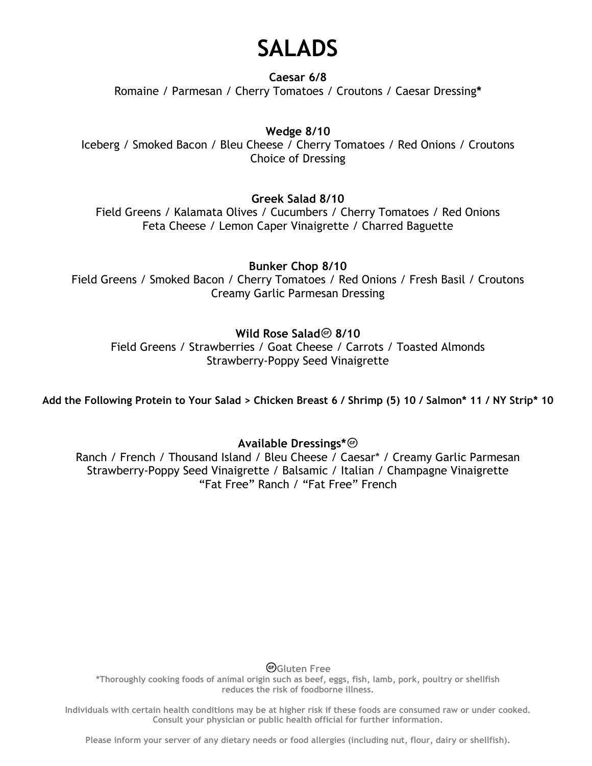# SALADS

**Caesar 6/8**
Romaine / Parmesan / Cherry Tomatoes / Croutons / Caesar Dressing**\***

**Wedge 8/10**
Iceberg / Smoked Bacon / Bleu Cheese / Cherry Tomatoes / Red Onions / Croutons
Choice of Dressing

**Greek Salad 8/10**
Field Greens / Kalamata Olives / Cucumbers / Cherry Tomatoes / Red Onions
Feta Cheese / Lemon Caper Vinaigrette / Charred Baguette

**Bunker Chop 8/10**
Field Greens / Smoked Bacon / Cherry Tomatoes / Red Onions / Fresh Basil / Croutons
Creamy Garlic Parmesan Dressing

**Wild Rose Salad (GF) 8/10**
Field Greens / Strawberries / Goat Cheese / Carrots / Toasted Almonds
Strawberry-Poppy Seed Vinaigrette

**Add the Following Protein to Your Salad > Chicken Breast 6 / Shrimp (5) 10 / Salmon* 11 / NY Strip* 10**

**Available Dressings* (GF)**
Ranch / French / Thousand Island / Bleu Cheese / Caesar* / Creamy Garlic Parmesan
Strawberry-Poppy Seed Vinaigrette / Balsamic / Italian / Champagne Vinaigrette
"Fat Free" Ranch / "Fat Free" French

(GF) Gluten Free

*Thoroughly cooking foods of animal origin such as beef, eggs, fish, lamb, pork, poultry or shellfish reduces the risk of foodborne illness.

Individuals with certain health conditions may be at higher risk if these foods are consumed raw or under cooked. Consult your physician or public health official for further information.

Please inform your server of any dietary needs or food allergies (including nut, flour, dairy or shellfish).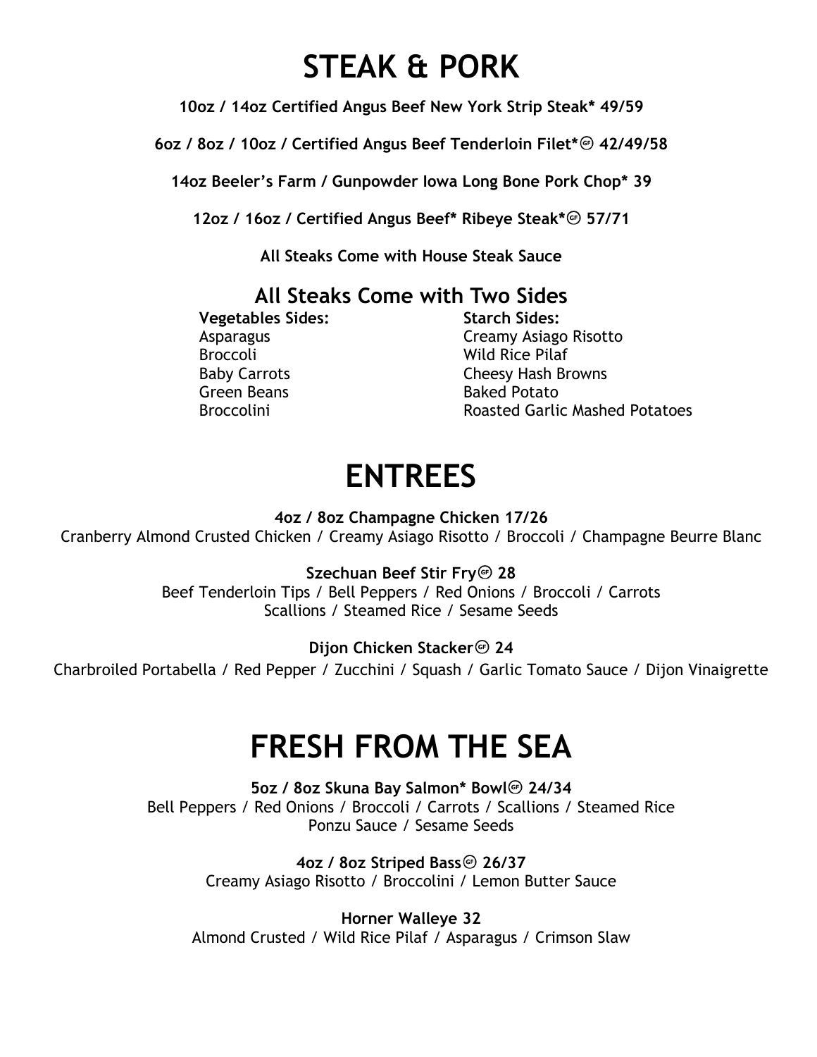# STEAK & PORK

**10oz / 14oz Certified Angus Beef New York Strip Steak* 49/59**

**6oz / 8oz / 10oz / Certified Angus Beef Tenderloin Filet*ⒼⒻ 42/49/58**

**14oz Beeler's Farm / Gunpowder Iowa Long Bone Pork Chop* 39**

**12oz / 16oz / Certified Angus Beef* Ribeye Steak*ⒼⒻ 57/71**

**All Steaks Come with House Steak Sauce**

## All Steaks Come with Two Sides

**Vegetables Sides:**
Asparagus
Broccoli
Baby Carrots
Green Beans
Broccolini

**Starch Sides:**
Creamy Asiago Risotto
Wild Rice Pilaf
Cheesy Hash Browns
Baked Potato
Roasted Garlic Mashed Potatoes

# ENTREES

**4oz / 8oz Champagne Chicken 17/26**
Cranberry Almond Crusted Chicken / Creamy Asiago Risotto / Broccoli / Champagne Beurre Blanc

**Szechuan Beef Stir FryⒼⒻ 28**
Beef Tenderloin Tips / Bell Peppers / Red Onions / Broccoli / Carrots
Scallions / Steamed Rice / Sesame Seeds

**Dijon Chicken StackerⒼⒻ 24**
Charbroiled Portabella / Red Pepper / Zucchini / Squash / Garlic Tomato Sauce / Dijon Vinaigrette

# FRESH FROM THE SEA

**5oz / 8oz Skuna Bay Salmon* BowlⒼⒻ 24/34**
Bell Peppers / Red Onions / Broccoli / Carrots / Scallions / Steamed Rice
Ponzu Sauce / Sesame Seeds

**4oz / 8oz Striped BassⒼⒻ 26/37**
Creamy Asiago Risotto / Broccolini / Lemon Butter Sauce

**Horner Walleye 32**
Almond Crusted / Wild Rice Pilaf / Asparagus / Crimson Slaw